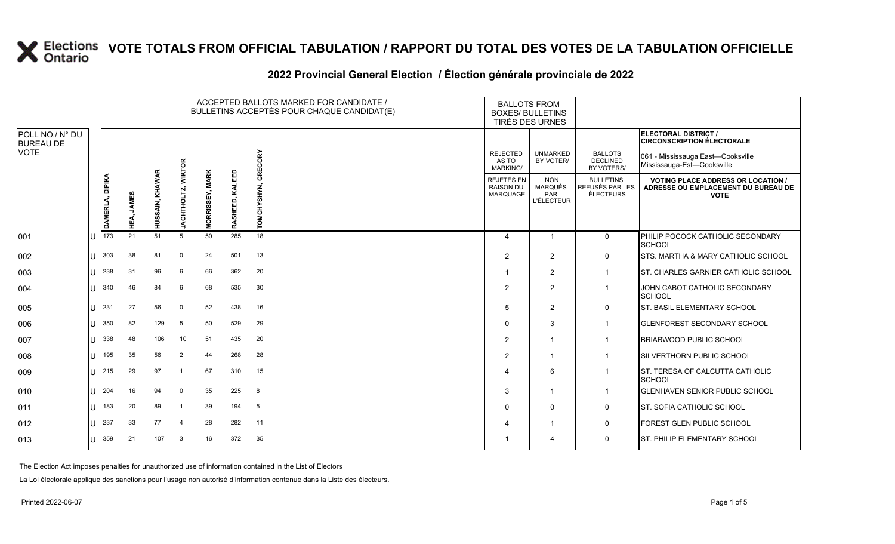# VOTE TOTALS FROM OFFICIAL TABULATION / RAPPORT DU TOTAL DES VOTES DE LA TABULATION OFFICIELLE

## 2022 Provincial General Election / Élection générale provinciale de 2022

ELECTORAL DISTRICT / CIRCONSCRIPTION ÉLECTORALE: 061 - Mississauga East—Cooksville / Mississauga-Est—Cooksville

| POLL NO./ N° DU BUREAU DE VOTE | | ACCEPTED BALLOTS MARKED FOR CANDIDATE / BULLETINS ACCEPTÉS POUR CHAQUE CANDIDAT(E) | | | | | | | BALLOTS FROM BOXES/ BULLETINS TIRÉS DES URNES | | | |
|---|---|---|---|---|---|---|---|---|---|---|---|---|
| | | DAMERLA, DIPIKA | HEA, JAMES | HUSSAIN, KHAWAR | JACHTHOLTZ, WIKTOR | MORRISSEY, MARK | RASHEED, KALEED | TOMCHYSHYN, GREGORY | REJECTED AS TO MARKING/ REJETÉS EN RAISON DU MARQUAGE | UNMARKED BY VOTER/ NON MARQUÉS PAR L'ÉLECTEUR | BALLOTS DECLINED BY VOTERS/ BULLETINS REFUSÉS PAR LES ÉLECTEURS | VOTING PLACE ADDRESS OR LOCATION / ADRESSE OU EMPLACEMENT DU BUREAU DE VOTE |
| 001 | U | 173 | 21 | 51 | 5 | 50 | 285 | 18 | 4 | 1 | 0 | PHILIP POCOCK CATHOLIC SECONDARY SCHOOL |
| 002 | U | 303 | 38 | 81 | 0 | 24 | 501 | 13 | 2 | 2 | 0 | STS. MARTHA & MARY CATHOLIC SCHOOL |
| 003 | U | 238 | 31 | 96 | 6 | 66 | 362 | 20 | 1 | 2 | 1 | ST. CHARLES GARNIER CATHOLIC SCHOOL |
| 004 | U | 340 | 46 | 84 | 6 | 68 | 535 | 30 | 2 | 2 | 1 | JOHN CABOT CATHOLIC SECONDARY SCHOOL |
| 005 | U | 231 | 27 | 56 | 0 | 52 | 438 | 16 | 5 | 2 | 0 | ST. BASIL ELEMENTARY SCHOOL |
| 006 | U | 350 | 82 | 129 | 5 | 50 | 529 | 29 | 0 | 3 | 1 | GLENFOREST SECONDARY SCHOOL |
| 007 | U | 338 | 48 | 106 | 10 | 51 | 435 | 20 | 2 | 1 | 1 | BRIARWOOD PUBLIC SCHOOL |
| 008 | U | 195 | 35 | 56 | 2 | 44 | 268 | 28 | 2 | 1 | 1 | SILVERTHORN PUBLIC SCHOOL |
| 009 | U | 215 | 29 | 97 | 1 | 67 | 310 | 15 | 4 | 6 | 1 | ST. TERESA OF CALCUTTA CATHOLIC SCHOOL |
| 010 | U | 204 | 16 | 94 | 0 | 35 | 225 | 8 | 3 | 1 | 1 | GLENHAVEN SENIOR PUBLIC SCHOOL |
| 011 | U | 183 | 20 | 89 | 1 | 39 | 194 | 5 | 0 | 0 | 0 | ST. SOFIA CATHOLIC SCHOOL |
| 012 | U | 237 | 33 | 77 | 4 | 28 | 282 | 11 | 4 | 1 | 0 | FOREST GLEN PUBLIC SCHOOL |
| 013 | U | 359 | 21 | 107 | 3 | 16 | 372 | 35 | 1 | 4 | 0 | ST. PHILIP ELEMENTARY SCHOOL |

The Election Act imposes penalties for unauthorized use of information contained in the List of Electors

La Loi électorale applique des sanctions pour l'usage non autorisé d'information contenue dans la Liste des électeurs.

Printed 2022-06-07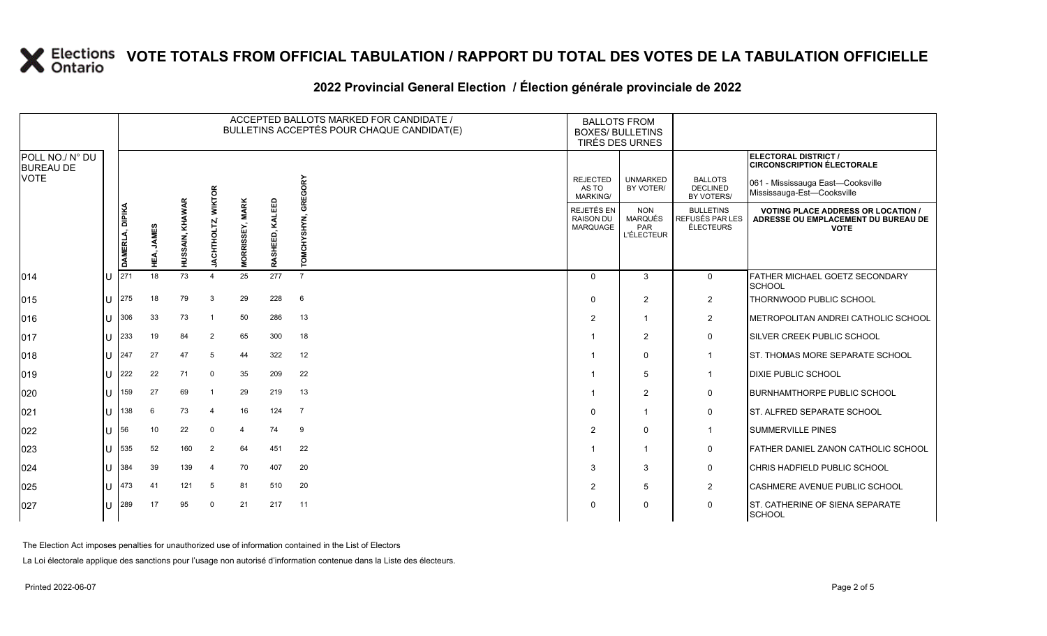# VOTE TOTALS FROM OFFICIAL TABULATION / RAPPORT DU TOTAL DES VOTES DE LA TABULATION OFFICIELLE

## 2022 Provincial General Election / Élection générale provinciale de 2022

ELECTORAL DISTRICT / CIRCONSCRIPTION ÉLECTORALE: 061 - Mississauga East—Cooksville / Mississauga-Est—Cooksville

| POLL NO./ N° DU BUREAU DE VOTE | | ACCEPTED BALLOTS MARKED FOR CANDIDATE / BULLETINS ACCEPTÉS POUR CHAQUE CANDIDAT(E) | | | | | | | BALLOTS FROM BOXES/ BULLETINS TIRÉS DES URNES | | | |
|---|---|---|---|---|---|---|---|---|---|---|---|---|
| | | DAMERLA, DIPIKA | HEA, JAMES | HUSSAIN, KHAWAR | JACHTHOLTZ, WIKTOR | MORRISSEY, MARK | RASHEED, KALEED | TOMCHYSHYN, GREGORY | REJECTED AS TO MARKING/ REJETÉS EN RAISON DU MARQUAGE | UNMARKED BY VOTER/ NON MARQUÉS PAR L'ÉLECTEUR | BALLOTS DECLINED BY VOTERS/ BULLETINS REFUSÉS PAR LES ÉLECTEURS | VOTING PLACE ADDRESS OR LOCATION / ADRESSE OU EMPLACEMENT DU BUREAU DE VOTE |
| 014 | U | 271 | 18 | 73 | 4 | 25 | 277 | 7 | 0 | 3 | 0 | FATHER MICHAEL GOETZ SECONDARY SCHOOL |
| 015 | U | 275 | 18 | 79 | 3 | 29 | 228 | 6 | 0 | 2 | 2 | THORNWOOD PUBLIC SCHOOL |
| 016 | U | 306 | 33 | 73 | 1 | 50 | 286 | 13 | 2 | 1 | 2 | METROPOLITAN ANDREI CATHOLIC SCHOOL |
| 017 | U | 233 | 19 | 84 | 2 | 65 | 300 | 18 | 1 | 2 | 0 | SILVER CREEK PUBLIC SCHOOL |
| 018 | U | 247 | 27 | 47 | 5 | 44 | 322 | 12 | 1 | 0 | 1 | ST. THOMAS MORE SEPARATE SCHOOL |
| 019 | U | 222 | 22 | 71 | 0 | 35 | 209 | 22 | 1 | 5 | 1 | DIXIE PUBLIC SCHOOL |
| 020 | U | 159 | 27 | 69 | 1 | 29 | 219 | 13 | 1 | 2 | 0 | BURNHAMTHORPE PUBLIC SCHOOL |
| 021 | U | 138 | 6 | 73 | 4 | 16 | 124 | 7 | 0 | 1 | 0 | ST. ALFRED SEPARATE SCHOOL |
| 022 | U | 56 | 10 | 22 | 0 | 4 | 74 | 9 | 2 | 0 | 1 | SUMMERVILLE PINES |
| 023 | U | 535 | 52 | 160 | 2 | 64 | 451 | 22 | 1 | 1 | 0 | FATHER DANIEL ZANON CATHOLIC SCHOOL |
| 024 | U | 384 | 39 | 139 | 4 | 70 | 407 | 20 | 3 | 3 | 0 | CHRIS HADFIELD PUBLIC SCHOOL |
| 025 | U | 473 | 41 | 121 | 5 | 81 | 510 | 20 | 2 | 5 | 2 | CASHMERE AVENUE PUBLIC SCHOOL |
| 027 | U | 289 | 17 | 95 | 0 | 21 | 217 | 11 | 0 | 0 | 0 | ST. CATHERINE OF SIENA SEPARATE SCHOOL |

The Election Act imposes penalties for unauthorized use of information contained in the List of Electors

La Loi électorale applique des sanctions pour l'usage non autorisé d'information contenue dans la Liste des électeurs.

Printed 2022-06-07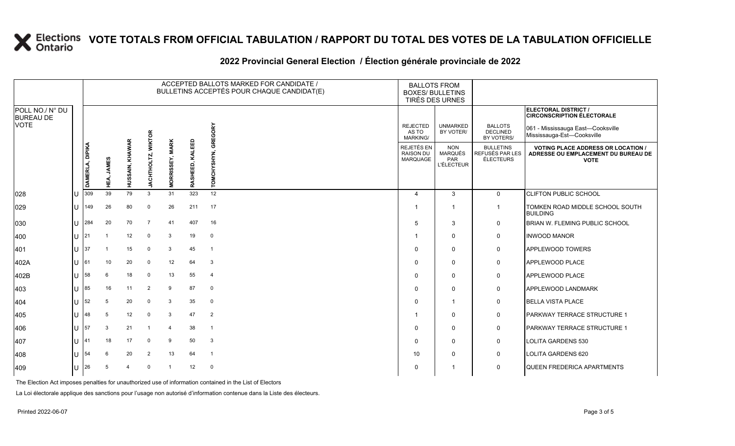# VOTE TOTALS FROM OFFICIAL TABULATION / RAPPORT DU TOTAL DES VOTES DE LA TABULATION OFFICIELLE

## 2022 Provincial General Election / Élection générale provinciale de 2022

ELECTORAL DISTRICT / CIRCONSCRIPTION ÉLECTORALE: 061 - Mississauga East—Cooksville / Mississauga-Est—Cooksville

| POLL NO./ N° DU BUREAU DE VOTE | | ACCEPTED BALLOTS MARKED FOR CANDIDATE / BULLETINS ACCEPTÉS POUR CHAQUE CANDIDAT(E) | | | | | | | BALLOTS FROM BOXES/ BULLETINS TIRÉS DES URNES | | | |
|---|---|---|---|---|---|---|---|---|---|---|---|---|
| | | DAMERLA, DIPIKA | HEA, JAMES | HUSSAIN, KHAWAR | JACHTHOLTZ, WIKTOR | MORRISSEY, MARK | RASHEED, KALEED | TOMCHYSHYN, GREGORY | REJECTED AS TO MARKING/ REJETÉS EN RAISON DU MARQUAGE | UNMARKED BY VOTER/ NON MARQUÉS PAR L'ÉLECTEUR | BALLOTS DECLINED BY VOTERS/ BULLETINS REFUSÉS PAR LES ÉLECTEURS | VOTING PLACE ADDRESS OR LOCATION / ADRESSE OU EMPLACEMENT DU BUREAU DE VOTE |
| 028 | U | 309 | 39 | 79 | 3 | 31 | 323 | 12 | 4 | 3 | 0 | CLIFTON PUBLIC SCHOOL |
| 029 | U | 149 | 26 | 80 | 0 | 26 | 211 | 17 | 1 | 1 | 1 | TOMKEN ROAD MIDDLE SCHOOL SOUTH BUILDING |
| 030 | U | 284 | 20 | 70 | 7 | 41 | 407 | 16 | 5 | 3 | 0 | BRIAN W. FLEMING PUBLIC SCHOOL |
| 400 | U | 21 | 1 | 12 | 0 | 3 | 19 | 0 | 1 | 0 | 0 | INWOOD MANOR |
| 401 | U | 37 | 1 | 15 | 0 | 3 | 45 | 1 | 0 | 0 | 0 | APPLEWOOD TOWERS |
| 402A | U | 61 | 10 | 20 | 0 | 12 | 64 | 3 | 0 | 0 | 0 | APPLEWOOD PLACE |
| 402B | U | 58 | 6 | 18 | 0 | 13 | 55 | 4 | 0 | 0 | 0 | APPLEWOOD PLACE |
| 403 | U | 85 | 16 | 11 | 2 | 9 | 87 | 0 | 0 | 0 | 0 | APPLEWOOD LANDMARK |
| 404 | U | 52 | 5 | 20 | 0 | 3 | 35 | 0 | 0 | 1 | 0 | BELLA VISTA PLACE |
| 405 | U | 48 | 5 | 12 | 0 | 3 | 47 | 2 | 1 | 0 | 0 | PARKWAY TERRACE STRUCTURE 1 |
| 406 | U | 57 | 3 | 21 | 1 | 4 | 38 | 1 | 0 | 0 | 0 | PARKWAY TERRACE STRUCTURE 1 |
| 407 | U | 41 | 18 | 17 | 0 | 9 | 50 | 3 | 0 | 0 | 0 | LOLITA GARDENS 530 |
| 408 | U | 54 | 6 | 20 | 2 | 13 | 64 | 1 | 10 | 0 | 0 | LOLITA GARDENS 620 |
| 409 | U | 26 | 5 | 4 | 0 | 1 | 12 | 0 | 0 | 1 | 0 | QUEEN FREDERICA APARTMENTS |

The Election Act imposes penalties for unauthorized use of information contained in the List of Electors

La Loi électorale applique des sanctions pour l'usage non autorisé d'information contenue dans la Liste des électeurs.

Printed 2022-06-07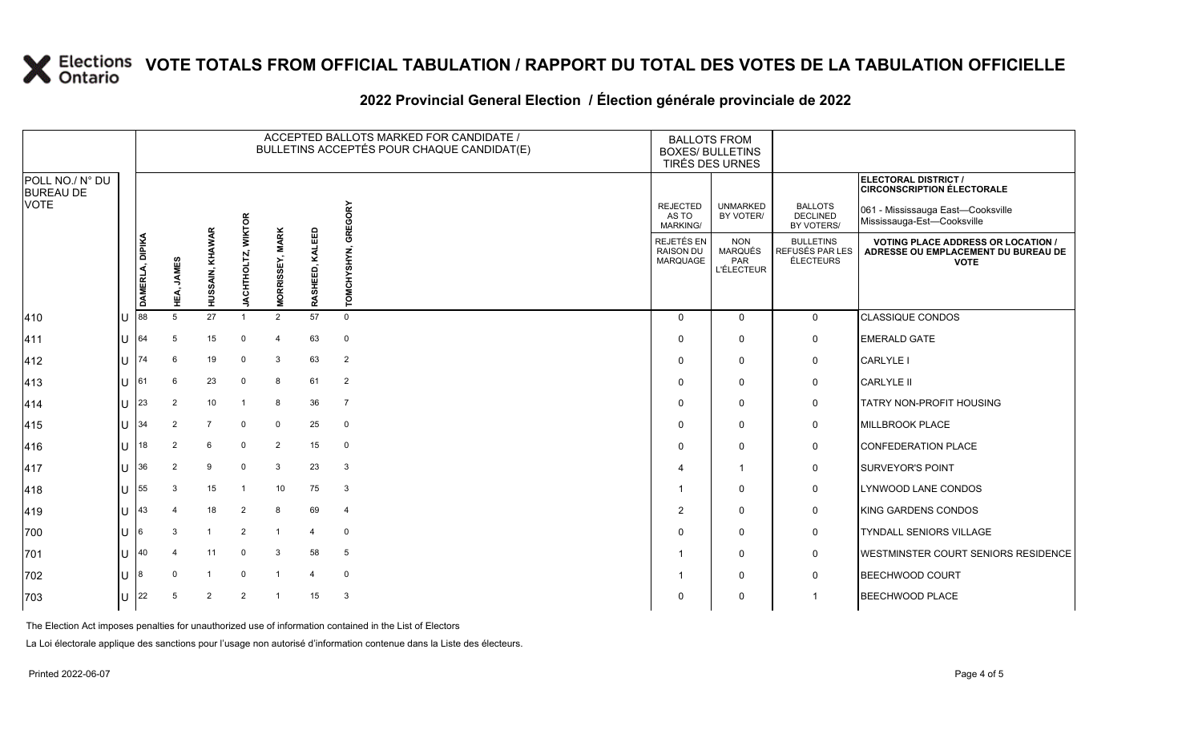# VOTE TOTALS FROM OFFICIAL TABULATION / RAPPORT DU TOTAL DES VOTES DE LA TABULATION OFFICIELLE

## 2022 Provincial General Election / Élection générale provinciale de 2022

ELECTORAL DISTRICT / CIRCONSCRIPTION ÉLECTORALE: 061 - Mississauga East—Cooksville / Mississauga-Est—Cooksville

| POLL NO./ N° DU BUREAU DE VOTE | | DAMERLA, DIPIKA | HEA, JAMES | HUSSAIN, KHAWAR | JACHTHOLTZ, WIKTOR | MORRISSEY, MARK | RASHEED, KALEED | TOMCHYSHYN, GREGORY | REJECTED AS TO MARKING/ REJETÉS EN RAISON DU MARQUAGE | UNMARKED BY VOTER/ NON MARQUÉS PAR L'ÉLECTEUR | BALLOTS DECLINED BY VOTERS/ BULLETINS REFUSÉS PAR LES ÉLECTEURS | VOTING PLACE ADDRESS OR LOCATION / ADRESSE OU EMPLACEMENT DU BUREAU DE VOTE |
|---|---|---|---|---|---|---|---|---|---|---|---|---|
| 410 | U | 88 | 5 | 27 | 1 | 2 | 57 | 0 | 0 | 0 | 0 | CLASSIQUE CONDOS |
| 411 | U | 64 | 5 | 15 | 0 | 4 | 63 | 0 | 0 | 0 | 0 | EMERALD GATE |
| 412 | U | 74 | 6 | 19 | 0 | 3 | 63 | 2 | 0 | 0 | 0 | CARLYLE I |
| 413 | U | 61 | 6 | 23 | 0 | 8 | 61 | 2 | 0 | 0 | 0 | CARLYLE II |
| 414 | U | 23 | 2 | 10 | 1 | 8 | 36 | 7 | 0 | 0 | 0 | TATRY NON-PROFIT HOUSING |
| 415 | U | 34 | 2 | 7 | 0 | 0 | 25 | 0 | 0 | 0 | 0 | MILLBROOK PLACE |
| 416 | U | 18 | 2 | 6 | 0 | 2 | 15 | 0 | 0 | 0 | 0 | CONFEDERATION PLACE |
| 417 | U | 36 | 2 | 9 | 0 | 3 | 23 | 3 | 4 | 1 | 0 | SURVEYOR'S POINT |
| 418 | U | 55 | 3 | 15 | 1 | 10 | 75 | 3 | 1 | 0 | 0 | LYNWOOD LANE CONDOS |
| 419 | U | 43 | 4 | 18 | 2 | 8 | 69 | 4 | 2 | 0 | 0 | KING GARDENS CONDOS |
| 700 | U | 6 | 3 | 1 | 2 | 1 | 4 | 0 | 0 | 0 | 0 | TYNDALL SENIORS VILLAGE |
| 701 | U | 40 | 4 | 11 | 0 | 3 | 58 | 5 | 1 | 0 | 0 | WESTMINSTER COURT SENIORS RESIDENCE |
| 702 | U | 8 | 0 | 1 | 0 | 1 | 4 | 0 | 1 | 0 | 0 | BEECHWOOD COURT |
| 703 | U | 22 | 5 | 2 | 2 | 1 | 15 | 3 | 0 | 0 | 1 | BEECHWOOD PLACE |

The Election Act imposes penalties for unauthorized use of information contained in the List of Electors

La Loi électorale applique des sanctions pour l'usage non autorisé d'information contenue dans la Liste des électeurs.

Printed 2022-06-07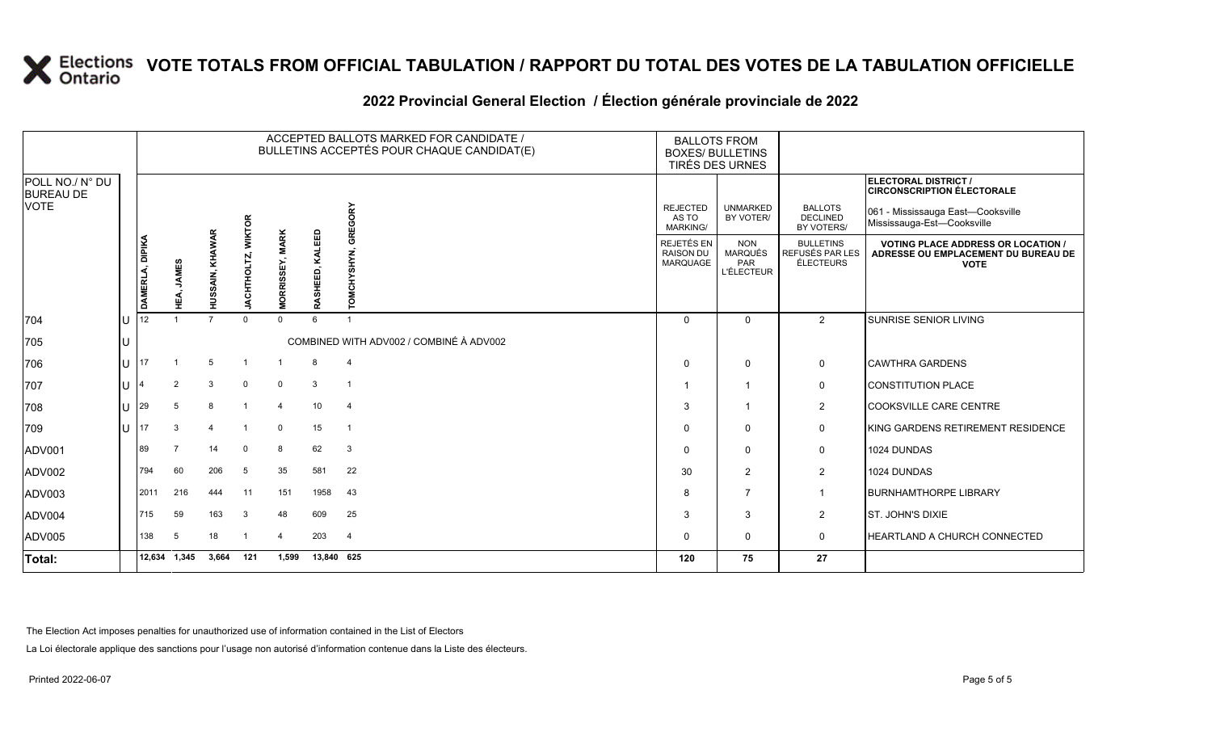# VOTE TOTALS FROM OFFICIAL TABULATION / RAPPORT DU TOTAL DES VOTES DE LA TABULATION OFFICIELLE

## 2022 Provincial General Election / Élection générale provinciale de 2022

ELECTORAL DISTRICT / CIRCONSCRIPTION ÉLECTORALE: 061 - Mississauga East—Cooksville / Mississauga-Est—Cooksville

| POLL NO./ N° DU BUREAU DE VOTE | | DAMERLA, DIPIKA | HEA, JAMES | HUSSAIN, KHAWAR | JACHTHOLTZ, WIKTOR | MORRISSEY, MARK | RASHEED, KALEED | TOMCHYSHYN, GREGORY | REJECTED AS TO MARKING/ REJETÉS EN RAISON DU MARQUAGE | UNMARKED BY VOTER/ NON MARQUÉS PAR L'ÉLECTEUR | BALLOTS DECLINED BY VOTERS/ BULLETINS REFUSÉS PAR LES ÉLECTEURS | VOTING PLACE ADDRESS OR LOCATION / ADRESSE OU EMPLACEMENT DU BUREAU DE VOTE |
|---|---|---|---|---|---|---|---|---|---|---|---|---|
| 704 | U | 12 | 1 | 7 | 0 | 0 | 6 | 1 | 0 | 0 | 2 | SUNRISE SENIOR LIVING |
| 705 | U | COMBINED WITH ADV002 / COMBINÉ À ADV002 | | | | | | | | | | |
| 706 | U | 17 | 1 | 5 | 1 | 1 | 8 | 4 | 0 | 0 | 0 | CAWTHRA GARDENS |
| 707 | U | 4 | 2 | 3 | 0 | 0 | 3 | 1 | 1 | 1 | 0 | CONSTITUTION PLACE |
| 708 | U | 29 | 5 | 8 | 1 | 4 | 10 | 4 | 3 | 1 | 2 | COOKSVILLE CARE CENTRE |
| 709 | U | 17 | 3 | 4 | 1 | 0 | 15 | 1 | 0 | 0 | 0 | KING GARDENS RETIREMENT RESIDENCE |
| ADV001 | | 89 | 7 | 14 | 0 | 8 | 62 | 3 | 0 | 0 | 0 | 1024 DUNDAS |
| ADV002 | | 794 | 60 | 206 | 5 | 35 | 581 | 22 | 30 | 2 | 2 | 1024 DUNDAS |
| ADV003 | | 2011 | 216 | 444 | 11 | 151 | 1958 | 43 | 8 | 7 | 1 | BURNHAMTHORPE LIBRARY |
| ADV004 | | 715 | 59 | 163 | 3 | 48 | 609 | 25 | 3 | 3 | 2 | ST. JOHN'S DIXIE |
| ADV005 | | 138 | 5 | 18 | 1 | 4 | 203 | 4 | 0 | 0 | 0 | HEARTLAND A CHURCH CONNECTED |
| **Total:** | | 12,634 | 1,345 | 3,664 | 121 | 1,599 | 13,840 | 625 | 120 | 75 | 27 | |

The Election Act imposes penalties for unauthorized use of information contained in the List of Electors

La Loi électorale applique des sanctions pour l'usage non autorisé d'information contenue dans la Liste des électeurs.

Printed 2022-06-07